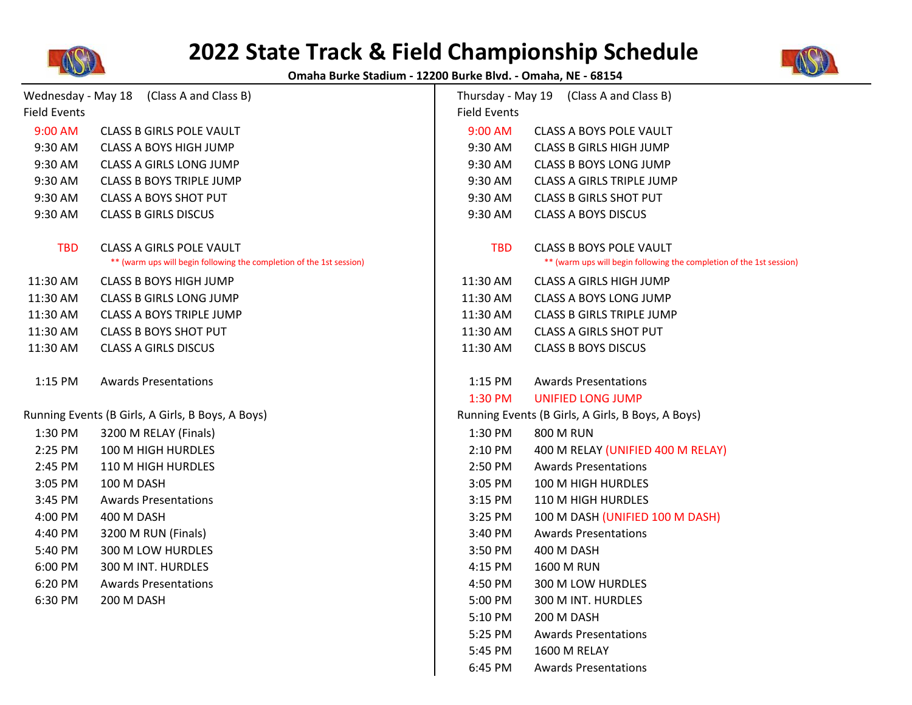# 2022 State Track & Field Championship Schedule

**Omaha Burke Stadium - 12200 Burke Blvd. - Omaha, NE - 68154**

## Wednesday - May 18 (Class A and Class B)

### Field Events

| Time | Event |
|---|---|
| 9:00 AM | CLASS B GIRLS POLE VAULT |
| 9:30 AM | CLASS A BOYS HIGH JUMP |
| 9:30 AM | CLASS A GIRLS LONG JUMP |
| 9:30 AM | CLASS B BOYS TRIPLE JUMP |
| 9:30 AM | CLASS A BOYS SHOT PUT |
| 9:30 AM | CLASS B GIRLS DISCUS |
| TBD | CLASS A GIRLS POLE VAULT ** (warm ups will begin following the completion of the 1st session) |
| 11:30 AM | CLASS B BOYS HIGH JUMP |
| 11:30 AM | CLASS B GIRLS LONG JUMP |
| 11:30 AM | CLASS A BOYS TRIPLE JUMP |
| 11:30 AM | CLASS B BOYS SHOT PUT |
| 11:30 AM | CLASS A GIRLS DISCUS |
| 1:15 PM | Awards Presentations |

### Running Events (B Girls, A Girls, B Boys, A Boys)

| Time | Event |
|---|---|
| 1:30 PM | 3200 M RELAY (Finals) |
| 2:25 PM | 100 M HIGH HURDLES |
| 2:45 PM | 110 M HIGH HURDLES |
| 3:05 PM | 100 M DASH |
| 3:45 PM | Awards Presentations |
| 4:00 PM | 400 M DASH |
| 4:40 PM | 3200 M RUN (Finals) |
| 5:40 PM | 300 M LOW HURDLES |
| 6:00 PM | 300 M INT. HURDLES |
| 6:20 PM | Awards Presentations |
| 6:30 PM | 200 M DASH |

## Thursday - May 19 (Class A and Class B)

### Field Events

| Time | Event |
|---|---|
| 9:00 AM | CLASS A BOYS POLE VAULT |
| 9:30 AM | CLASS B GIRLS HIGH JUMP |
| 9:30 AM | CLASS B BOYS LONG JUMP |
| 9:30 AM | CLASS A GIRLS TRIPLE JUMP |
| 9:30 AM | CLASS B GIRLS SHOT PUT |
| 9:30 AM | CLASS A BOYS DISCUS |
| TBD | CLASS B BOYS POLE VAULT ** (warm ups will begin following the completion of the 1st session) |
| 11:30 AM | CLASS A GIRLS HIGH JUMP |
| 11:30 AM | CLASS A BOYS LONG JUMP |
| 11:30 AM | CLASS B GIRLS TRIPLE JUMP |
| 11:30 AM | CLASS A GIRLS SHOT PUT |
| 11:30 AM | CLASS B BOYS DISCUS |
| 1:15 PM | Awards Presentations |
| 1:30 PM | UNIFIED LONG JUMP |

### Running Events (B Girls, A Girls, B Boys, A Boys)

| Time | Event |
|---|---|
| 1:30 PM | 800 M RUN |
| 2:10 PM | 400 M RELAY (UNIFIED 400 M RELAY) |
| 2:50 PM | Awards Presentations |
| 3:05 PM | 100 M HIGH HURDLES |
| 3:15 PM | 110 M HIGH HURDLES |
| 3:25 PM | 100 M DASH (UNIFIED 100 M DASH) |
| 3:40 PM | Awards Presentations |
| 3:50 PM | 400 M DASH |
| 4:15 PM | 1600 M RUN |
| 4:50 PM | 300 M LOW HURDLES |
| 5:00 PM | 300 M INT. HURDLES |
| 5:10 PM | 200 M DASH |
| 5:25 PM | Awards Presentations |
| 5:45 PM | 1600 M RELAY |
| 6:45 PM | Awards Presentations |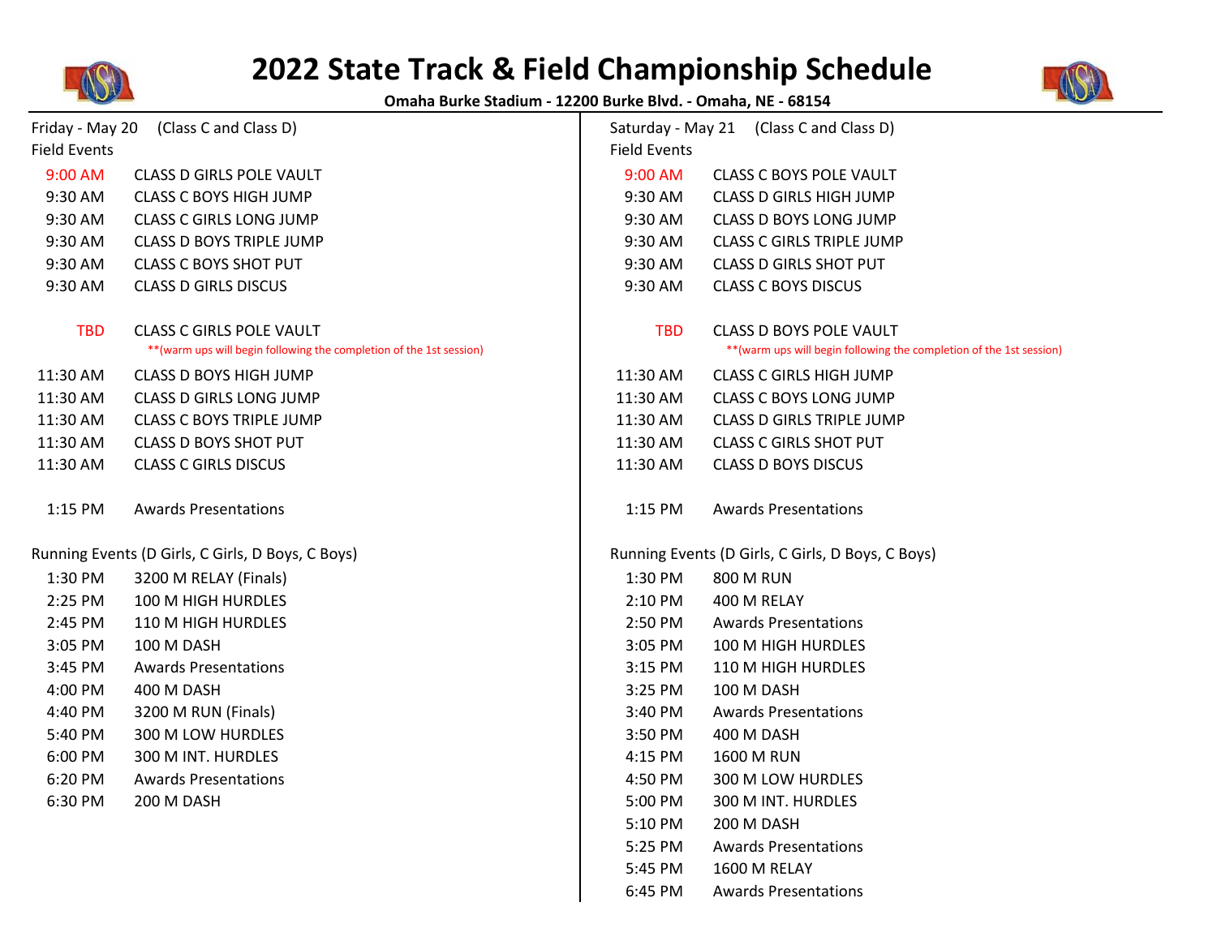# 2022 State Track & Field Championship Schedule

**Omaha Burke Stadium - 12200 Burke Blvd. - Omaha, NE - 68154**

## Friday - May 20 (Class C and Class D)

### Field Events

| | |
|---|---|
| 9:00 AM | CLASS D GIRLS POLE VAULT |
| 9:30 AM | CLASS C BOYS HIGH JUMP |
| 9:30 AM | CLASS C GIRLS LONG JUMP |
| 9:30 AM | CLASS D BOYS TRIPLE JUMP |
| 9:30 AM | CLASS C BOYS SHOT PUT |
| 9:30 AM | CLASS D GIRLS DISCUS |
| TBD | CLASS C GIRLS POLE VAULT<br>**(warm ups will begin following the completion of the 1st session) |
| 11:30 AM | CLASS D BOYS HIGH JUMP |
| 11:30 AM | CLASS D GIRLS LONG JUMP |
| 11:30 AM | CLASS C BOYS TRIPLE JUMP |
| 11:30 AM | CLASS D BOYS SHOT PUT |
| 11:30 AM | CLASS C GIRLS DISCUS |
| 1:15 PM | Awards Presentations |

### Running Events (D Girls, C Girls, D Boys, C Boys)

| | |
|---|---|
| 1:30 PM | 3200 M RELAY (Finals) |
| 2:25 PM | 100 M HIGH HURDLES |
| 2:45 PM | 110 M HIGH HURDLES |
| 3:05 PM | 100 M DASH |
| 3:45 PM | Awards Presentations |
| 4:00 PM | 400 M DASH |
| 4:40 PM | 3200 M RUN (Finals) |
| 5:40 PM | 300 M LOW HURDLES |
| 6:00 PM | 300 M INT. HURDLES |
| 6:20 PM | Awards Presentations |
| 6:30 PM | 200 M DASH |

## Saturday - May 21 (Class C and Class D)

### Field Events

| | |
|---|---|
| 9:00 AM | CLASS C BOYS POLE VAULT |
| 9:30 AM | CLASS D GIRLS HIGH JUMP |
| 9:30 AM | CLASS D BOYS LONG JUMP |
| 9:30 AM | CLASS C GIRLS TRIPLE JUMP |
| 9:30 AM | CLASS D GIRLS SHOT PUT |
| 9:30 AM | CLASS C BOYS DISCUS |
| TBD | CLASS D BOYS POLE VAULT<br>**(warm ups will begin following the completion of the 1st session) |
| 11:30 AM | CLASS C GIRLS HIGH JUMP |
| 11:30 AM | CLASS C BOYS LONG JUMP |
| 11:30 AM | CLASS D GIRLS TRIPLE JUMP |
| 11:30 AM | CLASS C GIRLS SHOT PUT |
| 11:30 AM | CLASS D BOYS DISCUS |
| 1:15 PM | Awards Presentations |

### Running Events (D Girls, C Girls, D Boys, C Boys)

| | |
|---|---|
| 1:30 PM | 800 M RUN |
| 2:10 PM | 400 M RELAY |
| 2:50 PM | Awards Presentations |
| 3:05 PM | 100 M HIGH HURDLES |
| 3:15 PM | 110 M HIGH HURDLES |
| 3:25 PM | 100 M DASH |
| 3:40 PM | Awards Presentations |
| 3:50 PM | 400 M DASH |
| 4:15 PM | 1600 M RUN |
| 4:50 PM | 300 M LOW HURDLES |
| 5:00 PM | 300 M INT. HURDLES |
| 5:10 PM | 200 M DASH |
| 5:25 PM | Awards Presentations |
| 5:45 PM | 1600 M RELAY |
| 6:45 PM | Awards Presentations |